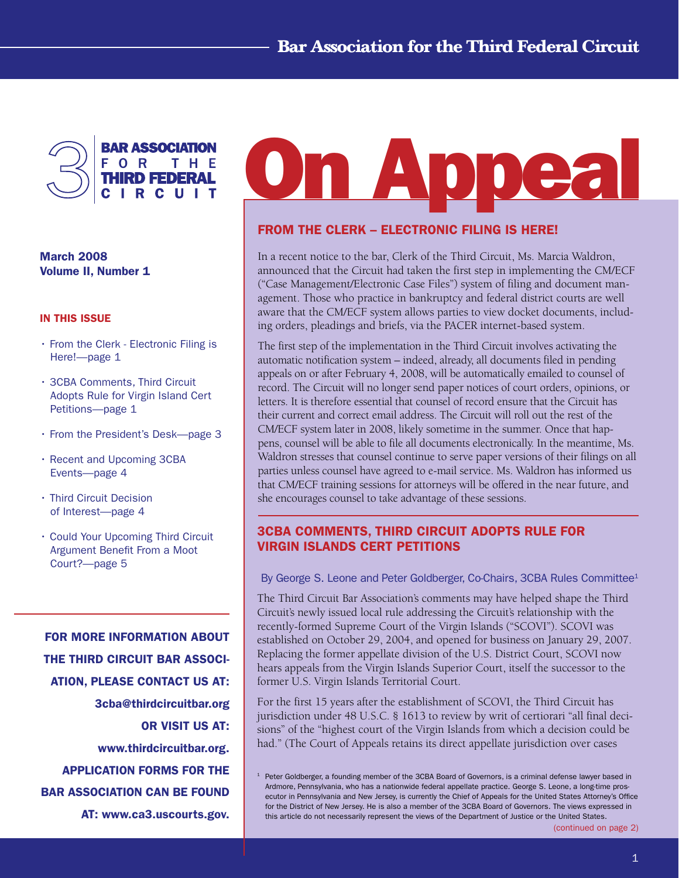# On Appeal

**Bar Association for the Third Federal Circuit**

**March 2008**
**Volume II, Number 1**

**IN THIS ISSUE**

- From the Clerk - Electronic Filing is Here!—page 1
- 3CBA Comments, Third Circuit Adopts Rule for Virgin Island Cert Petitions—page 1
- From the President's Desk—page 3
- Recent and Upcoming 3CBA Events—page 4
- Third Circuit Decision of Interest—page 4
- Could Your Upcoming Third Circuit Argument Benefit From a Moot Court?—page 5

**FOR MORE INFORMATION ABOUT THE THIRD CIRCUIT BAR ASSOCIATION, PLEASE CONTACT US AT: 3cba@thirdcircuitbar.org OR VISIT US AT: www.thirdcircuitbar.org. APPLICATION FORMS FOR THE BAR ASSOCIATION CAN BE FOUND AT: www.ca3.uscourts.gov.**

## FROM THE CLERK – ELECTRONIC FILING IS HERE!

In a recent notice to the bar, Clerk of the Third Circuit, Ms. Marcia Waldron, announced that the Circuit had taken the first step in implementing the CM/ECF ("Case Management/Electronic Case Files") system of filing and document management. Those who practice in bankruptcy and federal district courts are well aware that the CM/ECF system allows parties to view docket documents, including orders, pleadings and briefs, via the PACER internet-based system.

The first step of the implementation in the Third Circuit involves activating the automatic notification system – indeed, already, all documents filed in pending appeals on or after February 4, 2008, will be automatically emailed to counsel of record. The Circuit will no longer send paper notices of court orders, opinions, or letters. It is therefore essential that counsel of record ensure that the Circuit has their current and correct email address. The Circuit will roll out the rest of the CM/ECF system later in 2008, likely sometime in the summer. Once that happens, counsel will be able to file all documents electronically. In the meantime, Ms. Waldron stresses that counsel continue to serve paper versions of their filings on all parties unless counsel have agreed to e-mail service. Ms. Waldron has informed us that CM/ECF training sessions for attorneys will be offered in the near future, and she encourages counsel to take advantage of these sessions.

## 3CBA COMMENTS, THIRD CIRCUIT ADOPTS RULE FOR VIRGIN ISLANDS CERT PETITIONS

By George S. Leone and Peter Goldberger, Co-Chairs, 3CBA Rules Committee[1]

The Third Circuit Bar Association's comments may have helped shape the Third Circuit's newly issued local rule addressing the Circuit's relationship with the recently-formed Supreme Court of the Virgin Islands ("SCOVI"). SCOVI was established on October 29, 2004, and opened for business on January 29, 2007. Replacing the former appellate division of the U.S. District Court, SCOVI now hears appeals from the Virgin Islands Superior Court, itself the successor to the former U.S. Virgin Islands Territorial Court.

For the first 15 years after the establishment of SCOVI, the Third Circuit has jurisdiction under 48 U.S.C. § 1613 to review by writ of certiorari "all final decisions" of the "highest court of the Virgin Islands from which a decision could be had." (The Court of Appeals retains its direct appellate jurisdiction over cases

(continued on page 2)

[1] Peter Goldberger, a founding member of the 3CBA Board of Governors, is a criminal defense lawyer based in Ardmore, Pennsylvania, who has a nationwide federal appellate practice. George S. Leone, a long-time prosecutor in Pennsylvania and New Jersey, is currently the Chief of Appeals for the United States Attorney's Office for the District of New Jersey. He is also a member of the 3CBA Board of Governors. The views expressed in this article do not necessarily represent the views of the Department of Justice or the United States.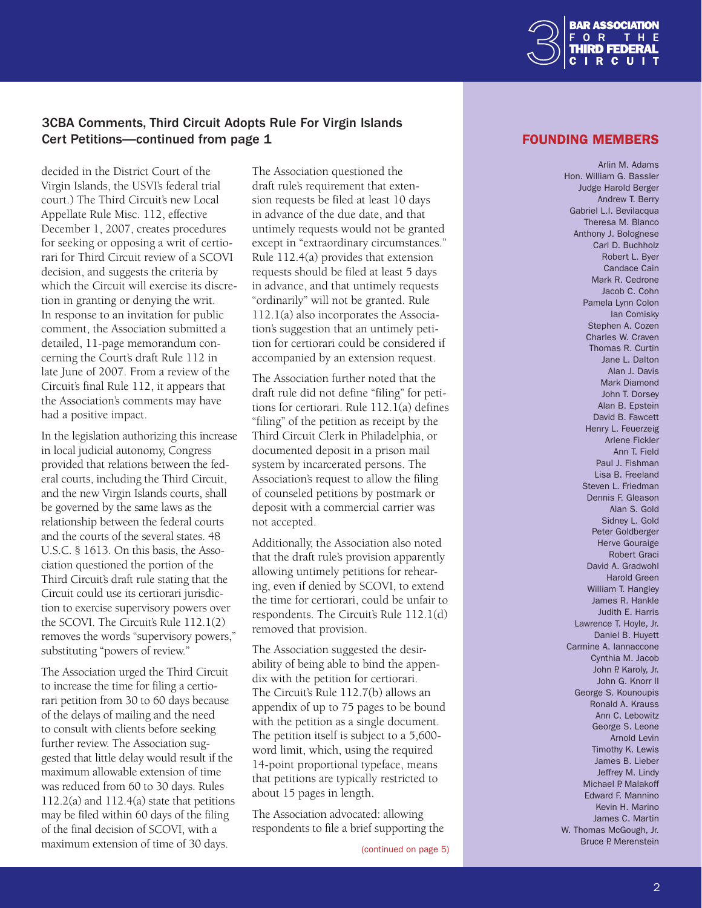## 3CBA Comments, Third Circuit Adopts Rule For Virgin Islands Cert Petitions—continued from page 1

decided in the District Court of the Virgin Islands, the USVI's federal trial court.) The Third Circuit's new Local Appellate Rule Misc. 112, effective December 1, 2007, creates procedures for seeking or opposing a writ of certiorari for Third Circuit review of a SCOVI decision, and suggests the criteria by which the Circuit will exercise its discretion in granting or denying the writ. In response to an invitation for public comment, the Association submitted a detailed, 11-page memorandum concerning the Court's draft Rule 112 in late June of 2007. From a review of the Circuit's final Rule 112, it appears that the Association's comments may have had a positive impact.

In the legislation authorizing this increase in local judicial autonomy, Congress provided that relations between the federal courts, including the Third Circuit, and the new Virgin Islands courts, shall be governed by the same laws as the relationship between the federal courts and the courts of the several states. 48 U.S.C. § 1613. On this basis, the Association questioned the portion of the Third Circuit's draft rule stating that the Circuit could use its certiorari jurisdiction to exercise supervisory powers over the SCOVI. The Circuit's Rule 112.1(2) removes the words "supervisory powers," substituting "powers of review."

The Association urged the Third Circuit to increase the time for filing a certiorari petition from 30 to 60 days because of the delays of mailing and the need to consult with clients before seeking further review. The Association suggested that little delay would result if the maximum allowable extension of time was reduced from 60 to 30 days. Rules 112.2(a) and 112.4(a) state that petitions may be filed within 60 days of the filing of the final decision of SCOVI, with a maximum extension of time of 30 days.

The Association questioned the draft rule's requirement that extension requests be filed at least 10 days in advance of the due date, and that untimely requests would not be granted except in "extraordinary circumstances." Rule 112.4(a) provides that extension requests should be filed at least 5 days in advance, and that untimely requests "ordinarily" will not be granted. Rule 112.1(a) also incorporates the Association's suggestion that an untimely petition for certiorari could be considered if accompanied by an extension request.

The Association further noted that the draft rule did not define "filing" for petitions for certiorari. Rule 112.1(a) defines "filing" of the petition as receipt by the Third Circuit Clerk in Philadelphia, or documented deposit in a prison mail system by incarcerated persons. The Association's request to allow the filing of counseled petitions by postmark or deposit with a commercial carrier was not accepted.

Additionally, the Association also noted that the draft rule's provision apparently allowing untimely petitions for rehearing, even if denied by SCOVI, to extend the time for certiorari, could be unfair to respondents. The Circuit's Rule 112.1(d) removed that provision.

The Association suggested the desirability of being able to bind the appendix with the petition for certiorari. The Circuit's Rule 112.7(b) allows an appendix of up to 75 pages to be bound with the petition as a single document. The petition itself is subject to a 5,600-word limit, which, using the required 14-point proportional typeface, means that petitions are typically restricted to about 15 pages in length.

The Association advocated: allowing respondents to file a brief supporting the

(continued on page 5)

## FOUNDING MEMBERS

Arlin M. Adams
Hon. William G. Bassler
Judge Harold Berger
Andrew T. Berry
Gabriel L.I. Bevilacqua
Theresa M. Blanco
Anthony J. Bolognese
Carl D. Buchholz
Robert L. Byer
Candace Cain
Mark R. Cedrone
Jacob C. Cohn
Pamela Lynn Colon
Ian Comisky
Stephen A. Cozen
Charles W. Craven
Thomas R. Curtin
Jane L. Dalton
Alan J. Davis
Mark Diamond
John T. Dorsey
Alan B. Epstein
David B. Fawcett
Henry L. Feuerzeig
Arlene Fickler
Ann T. Field
Paul J. Fishman
Lisa B. Freeland
Steven L. Friedman
Dennis F. Gleason
Alan S. Gold
Sidney L. Gold
Peter Goldberger
Herve Gouraige
Robert Graci
David A. Gradwohl
Harold Green
William T. Hangley
James R. Hankle
Judith E. Harris
Lawrence T. Hoyle, Jr.
Daniel B. Huyett
Carmine A. Iannaccone
Cynthia M. Jacob
John P. Karoly, Jr.
John G. Knorr II
George S. Kounoupis
Ronald A. Krauss
Ann C. Lebowitz
George S. Leone
Arnold Levin
Timothy K. Lewis
James B. Lieber
Jeffrey M. Lindy
Michael P. Malakoff
Edward F. Mannino
Kevin H. Marino
James C. Martin
W. Thomas McGough, Jr.
Bruce P. Merenstein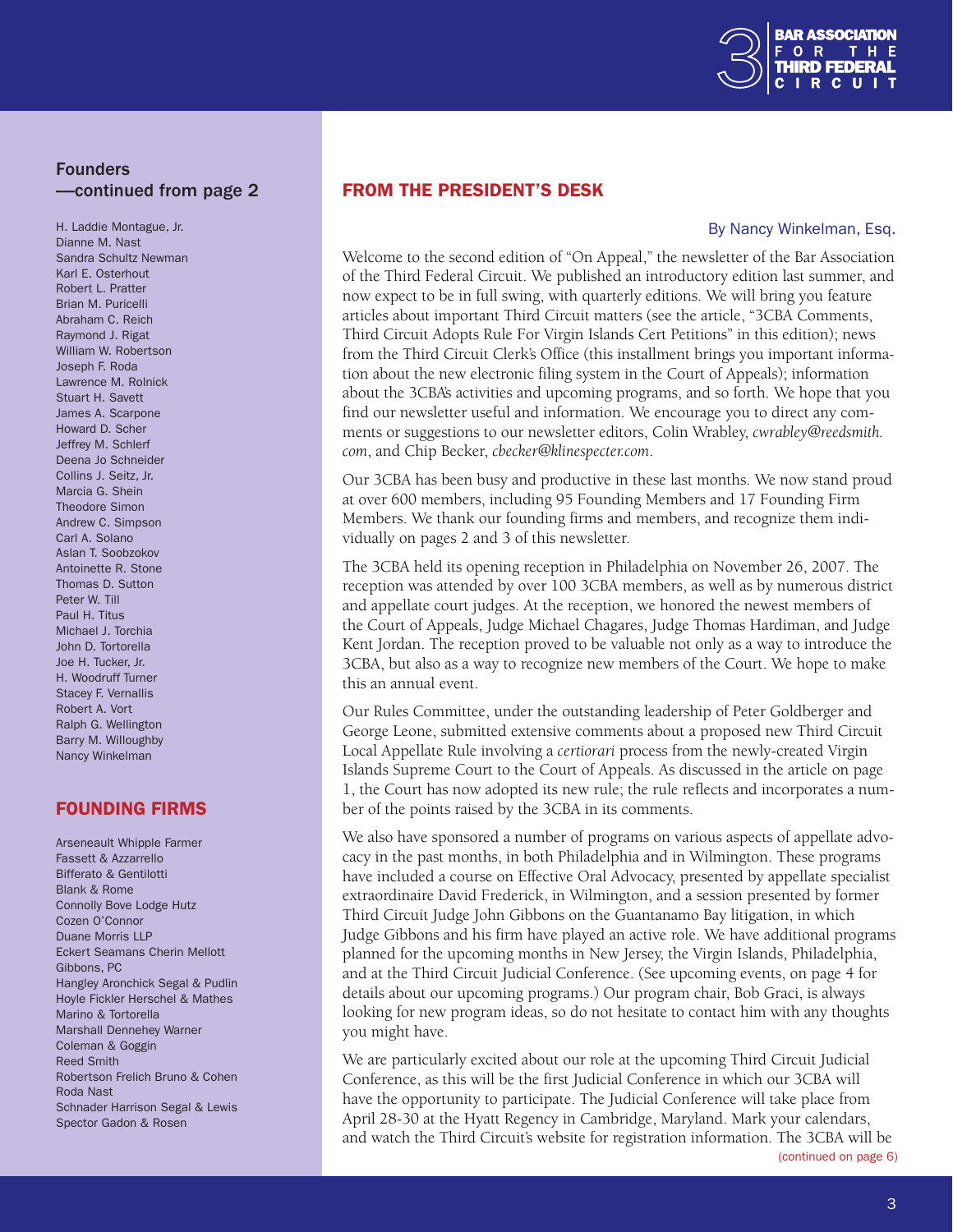## Founders —continued from page 2

H. Laddie Montague, Jr.
Dianne M. Nast
Sandra Schultz Newman
Karl E. Osterhout
Robert L. Pratter
Brian M. Puricelli
Abraham C. Reich
Raymond J. Rigat
William W. Robertson
Joseph F. Roda
Lawrence M. Rolnick
Stuart H. Savett
James A. Scarpone
Howard D. Scher
Jeffrey M. Schlerf
Deena Jo Schneider
Collins J. Seitz, Jr.
Marcia G. Shein
Theodore Simon
Andrew C. Simpson
Carl A. Solano
Aslan T. Soobzokov
Antoinette R. Stone
Thomas D. Sutton
Peter W. Till
Paul H. Titus
Michael J. Torchia
John D. Tortorella
Joe H. Tucker, Jr.
H. Woodruff Turner
Stacey F. Vernallis
Robert A. Vort
Ralph G. Wellington
Barry M. Willoughby
Nancy Winkelman

## FOUNDING FIRMS

Arseneault Whipple Farmer
Fassett & Azzarrello
Bifferato & Gentilotti
Blank & Rome
Connolly Bove Lodge Hutz
Cozen O'Connor
Duane Morris LLP
Eckert Seamans Cherin Mellott
Gibbons, PC
Hangley Aronchick Segal & Pudlin
Hoyle Fickler Herschel & Mathes
Marino & Tortorella
Marshall Dennehey Warner
Coleman & Goggin
Reed Smith
Robertson Frelich Bruno & Cohen
Roda Nast
Schnader Harrison Segal & Lewis
Spector Gadon & Rosen

## FROM THE PRESIDENT'S DESK

By Nancy Winkelman, Esq.

Welcome to the second edition of "On Appeal," the newsletter of the Bar Association of the Third Federal Circuit. We published an introductory edition last summer, and now expect to be in full swing, with quarterly editions. We will bring you feature articles about important Third Circuit matters (see the article, "3CBA Comments, Third Circuit Adopts Rule For Virgin Islands Cert Petitions" in this edition); news from the Third Circuit Clerk's Office (this installment brings you important information about the new electronic filing system in the Court of Appeals); information about the 3CBA's activities and upcoming programs, and so forth. We hope that you find our newsletter useful and information. We encourage you to direct any comments or suggestions to our newsletter editors, Colin Wrabley, *cwrabley@reedsmith.com*, and Chip Becker, *cbecker@klinespecter.com*.

Our 3CBA has been busy and productive in these last months. We now stand proud at over 600 members, including 95 Founding Members and 17 Founding Firm Members. We thank our founding firms and members, and recognize them individually on pages 2 and 3 of this newsletter.

The 3CBA held its opening reception in Philadelphia on November 26, 2007. The reception was attended by over 100 3CBA members, as well as by numerous district and appellate court judges. At the reception, we honored the newest members of the Court of Appeals, Judge Michael Chagares, Judge Thomas Hardiman, and Judge Kent Jordan. The reception proved to be valuable not only as a way to introduce the 3CBA, but also as a way to recognize new members of the Court. We hope to make this an annual event.

Our Rules Committee, under the outstanding leadership of Peter Goldberger and George Leone, submitted extensive comments about a proposed new Third Circuit Local Appellate Rule involving a *certiorari* process from the newly-created Virgin Islands Supreme Court to the Court of Appeals. As discussed in the article on page 1, the Court has now adopted its new rule; the rule reflects and incorporates a number of the points raised by the 3CBA in its comments.

We also have sponsored a number of programs on various aspects of appellate advocacy in the past months, in both Philadelphia and in Wilmington. These programs have included a course on Effective Oral Advocacy, presented by appellate specialist extraordinaire David Frederick, in Wilmington, and a session presented by former Third Circuit Judge John Gibbons on the Guantanamo Bay litigation, in which Judge Gibbons and his firm have played an active role. We have additional programs planned for the upcoming months in New Jersey, the Virgin Islands, Philadelphia, and at the Third Circuit Judicial Conference. (See upcoming events, on page 4 for details about our upcoming programs.) Our program chair, Bob Graci, is always looking for new program ideas, so do not hesitate to contact him with any thoughts you might have.

We are particularly excited about our role at the upcoming Third Circuit Judicial Conference, as this will be the first Judicial Conference in which our 3CBA will have the opportunity to participate. The Judicial Conference will take place from April 28-30 at the Hyatt Regency in Cambridge, Maryland. Mark your calendars, and watch the Third Circuit's website for registration information. The 3CBA will be

(continued on page 6)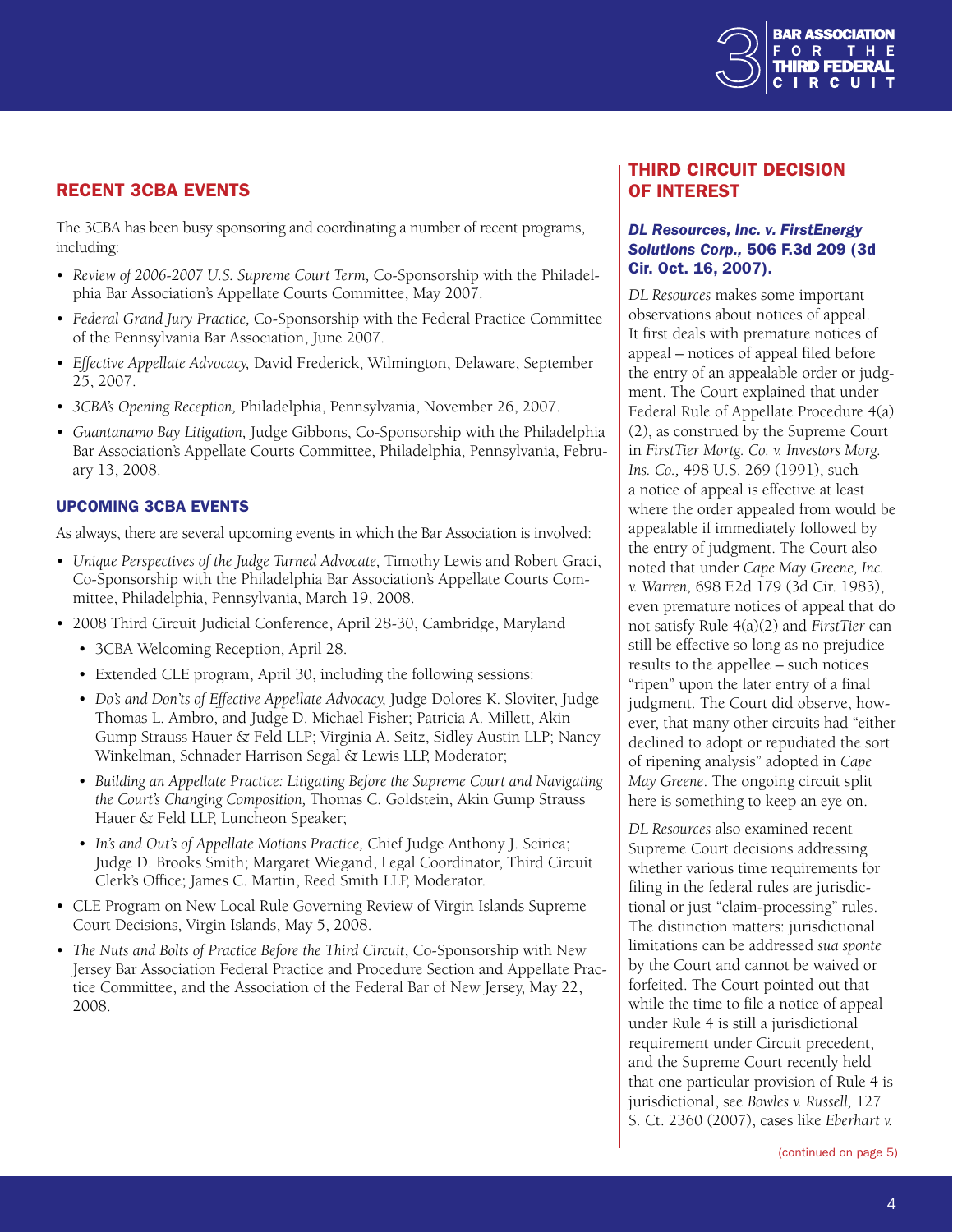## RECENT 3CBA EVENTS

The 3CBA has been busy sponsoring and coordinating a number of recent programs, including:

- *Review of 2006-2007 U.S. Supreme Court Term,* Co-Sponsorship with the Philadelphia Bar Association's Appellate Courts Committee, May 2007.
- *Federal Grand Jury Practice,* Co-Sponsorship with the Federal Practice Committee of the Pennsylvania Bar Association, June 2007.
- *Effective Appellate Advocacy,* David Frederick, Wilmington, Delaware, September 25, 2007.
- *3CBA's Opening Reception,* Philadelphia, Pennsylvania, November 26, 2007.
- *Guantanamo Bay Litigation,* Judge Gibbons, Co-Sponsorship with the Philadelphia Bar Association's Appellate Courts Committee, Philadelphia, Pennsylvania, February 13, 2008.

### UPCOMING 3CBA EVENTS

As always, there are several upcoming events in which the Bar Association is involved:

- *Unique Perspectives of the Judge Turned Advocate,* Timothy Lewis and Robert Graci, Co-Sponsorship with the Philadelphia Bar Association's Appellate Courts Committee, Philadelphia, Pennsylvania, March 19, 2008.
- 2008 Third Circuit Judicial Conference, April 28-30, Cambridge, Maryland
  - 3CBA Welcoming Reception, April 28.
  - Extended CLE program, April 30, including the following sessions:
  - *Do's and Don'ts of Effective Appellate Advocacy,* Judge Dolores K. Sloviter, Judge Thomas L. Ambro, and Judge D. Michael Fisher; Patricia A. Millett, Akin Gump Strauss Hauer & Feld LLP; Virginia A. Seitz, Sidley Austin LLP; Nancy Winkelman, Schnader Harrison Segal & Lewis LLP, Moderator;
  - *Building an Appellate Practice: Litigating Before the Supreme Court and Navigating the Court's Changing Composition,* Thomas C. Goldstein, Akin Gump Strauss Hauer & Feld LLP, Luncheon Speaker;
  - *In's and Out's of Appellate Motions Practice,* Chief Judge Anthony J. Scirica; Judge D. Brooks Smith; Margaret Wiegand, Legal Coordinator, Third Circuit Clerk's Office; James C. Martin, Reed Smith LLP, Moderator.
- CLE Program on New Local Rule Governing Review of Virgin Islands Supreme Court Decisions, Virgin Islands, May 5, 2008.
- *The Nuts and Bolts of Practice Before the Third Circuit*, Co-Sponsorship with New Jersey Bar Association Federal Practice and Procedure Section and Appellate Practice Committee, and the Association of the Federal Bar of New Jersey, May 22, 2008.

## THIRD CIRCUIT DECISION OF INTEREST

### *DL Resources, Inc. v. FirstEnergy Solutions Corp.,* 506 F.3d 209 (3d Cir. Oct. 16, 2007).

*DL Resources* makes some important observations about notices of appeal. It first deals with premature notices of appeal – notices of appeal filed before the entry of an appealable order or judgment. The Court explained that under Federal Rule of Appellate Procedure 4(a)(2), as construed by the Supreme Court in *FirstTier Mortg. Co. v. Investors Morg. Ins. Co.,* 498 U.S. 269 (1991), such a notice of appeal is effective at least where the order appealed from would be appealable if immediately followed by the entry of judgment. The Court also noted that under *Cape May Greene, Inc. v. Warren,* 698 F.2d 179 (3d Cir. 1983), even premature notices of appeal that do not satisfy Rule 4(a)(2) and *FirstTier* can still be effective so long as no prejudice results to the appellee – such notices "ripen" upon the later entry of a final judgment. The Court did observe, however, that many other circuits had "either declined to adopt or repudiated the sort of ripening analysis" adopted in *Cape May Greene*. The ongoing circuit split here is something to keep an eye on.

*DL Resources* also examined recent Supreme Court decisions addressing whether various time requirements for filing in the federal rules are jurisdictional or just "claim-processing" rules. The distinction matters: jurisdictional limitations can be addressed *sua sponte* by the Court and cannot be waived or forfeited. The Court pointed out that while the time to file a notice of appeal under Rule 4 is still a jurisdictional requirement under Circuit precedent, and the Supreme Court recently held that one particular provision of Rule 4 is jurisdictional, see *Bowles v. Russell,* 127 S. Ct. 2360 (2007), cases like *Eberhart v.*

(continued on page 5)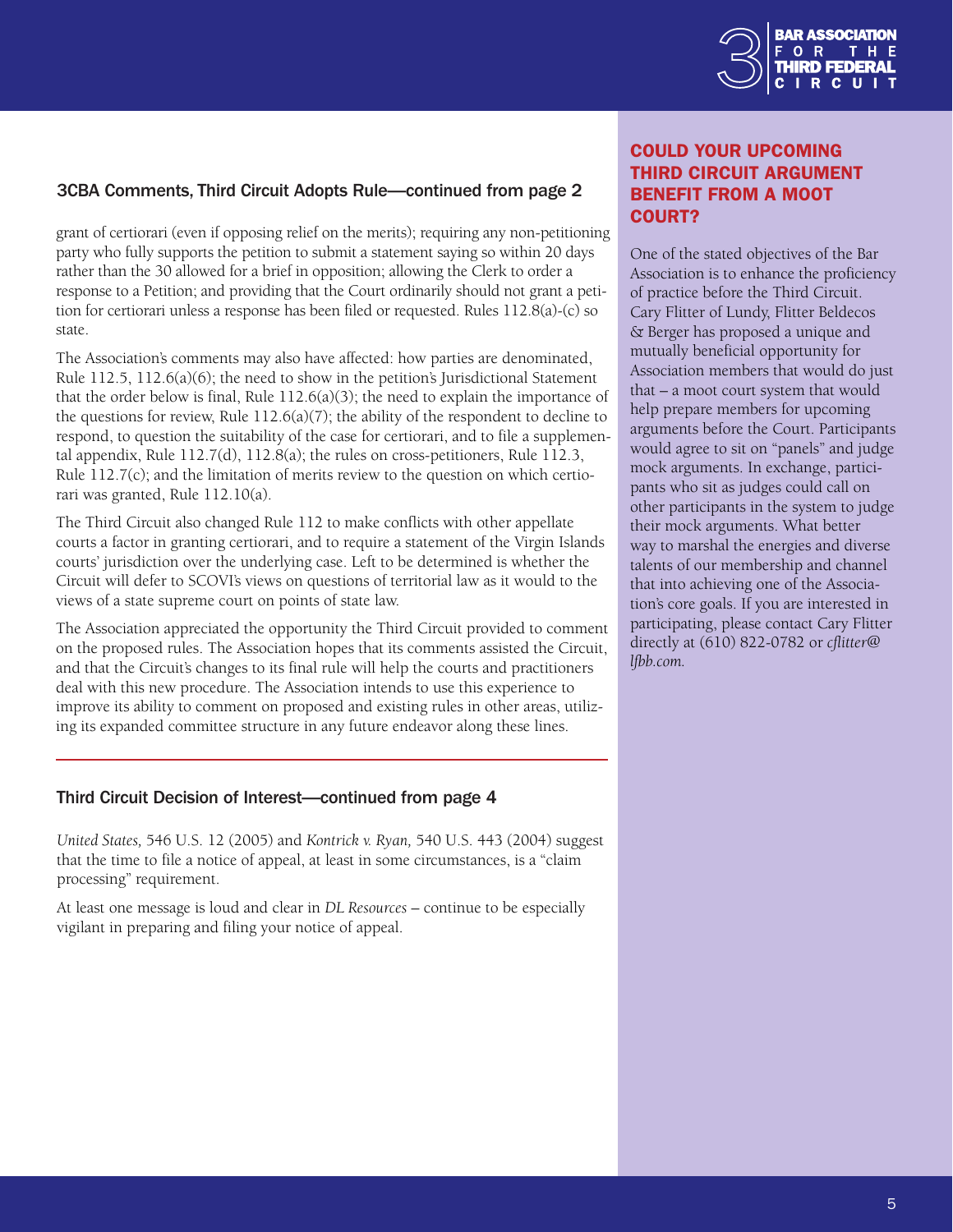### 3CBA Comments, Third Circuit Adopts Rule—continued from page 2

grant of certiorari (even if opposing relief on the merits); requiring any non-petitioning party who fully supports the petition to submit a statement saying so within 20 days rather than the 30 allowed for a brief in opposition; allowing the Clerk to order a response to a Petition; and providing that the Court ordinarily should not grant a petition for certiorari unless a response has been filed or requested. Rules 112.8(a)-(c) so state.

The Association's comments may also have affected: how parties are denominated, Rule 112.5, 112.6(a)(6); the need to show in the petition's Jurisdictional Statement that the order below is final, Rule 112.6(a)(3); the need to explain the importance of the questions for review, Rule 112.6(a)(7); the ability of the respondent to decline to respond, to question the suitability of the case for certiorari, and to file a supplemental appendix, Rule 112.7(d), 112.8(a); the rules on cross-petitioners, Rule 112.3, Rule 112.7(c); and the limitation of merits review to the question on which certiorari was granted, Rule 112.10(a).

The Third Circuit also changed Rule 112 to make conflicts with other appellate courts a factor in granting certiorari, and to require a statement of the Virgin Islands courts' jurisdiction over the underlying case. Left to be determined is whether the Circuit will defer to SCOVI's views on questions of territorial law as it would to the views of a state supreme court on points of state law.

The Association appreciated the opportunity the Third Circuit provided to comment on the proposed rules. The Association hopes that its comments assisted the Circuit, and that the Circuit's changes to its final rule will help the courts and practitioners deal with this new procedure. The Association intends to use this experience to improve its ability to comment on proposed and existing rules in other areas, utilizing its expanded committee structure in any future endeavor along these lines.

---

### Third Circuit Decision of Interest—continued from page 4

*United States,* 546 U.S. 12 (2005) and *Kontrick v. Ryan,* 540 U.S. 443 (2004) suggest that the time to file a notice of appeal, at least in some circumstances, is a "claim processing" requirement.

At least one message is loud and clear in *DL Resources* – continue to be especially vigilant in preparing and filing your notice of appeal.

## COULD YOUR UPCOMING THIRD CIRCUIT ARGUMENT BENEFIT FROM A MOOT COURT?

One of the stated objectives of the Bar Association is to enhance the proficiency of practice before the Third Circuit. Cary Flitter of Lundy, Flitter Beldecos & Berger has proposed a unique and mutually beneficial opportunity for Association members that would do just that – a moot court system that would help prepare members for upcoming arguments before the Court. Participants would agree to sit on "panels" and judge mock arguments. In exchange, participants who sit as judges could call on other participants in the system to judge their mock arguments. What better way to marshal the energies and diverse talents of our membership and channel that into achieving one of the Association's core goals. If you are interested in participating, please contact Cary Flitter directly at (610) 822-0782 or *cflitter@lfbb.com.*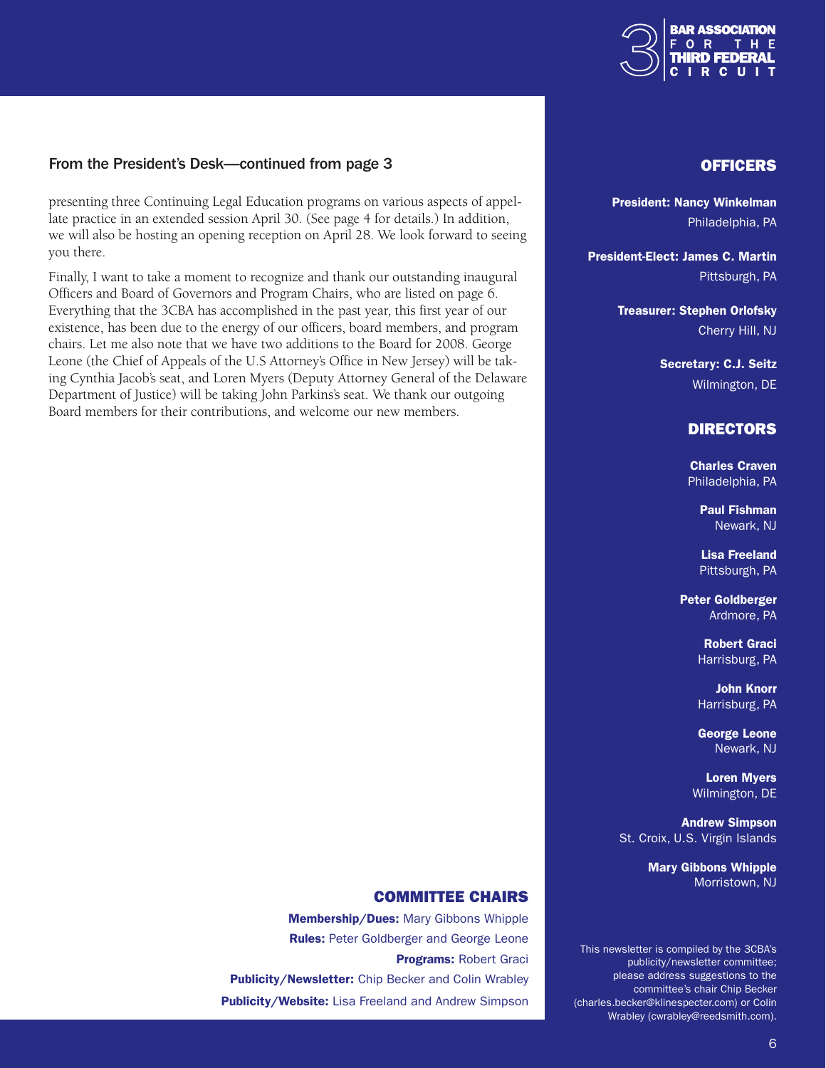BAR ASSOCIATION FOR THE THIRD FEDERAL CIRCUIT

### From the President's Desk—continued from page 3

presenting three Continuing Legal Education programs on various aspects of appellate practice in an extended session April 30. (See page 4 for details.) In addition, we will also be hosting an opening reception on April 28. We look forward to seeing you there.

Finally, I want to take a moment to recognize and thank our outstanding inaugural Officers and Board of Governors and Program Chairs, who are listed on page 6. Everything that the 3CBA has accomplished in the past year, this first year of our existence, has been due to the energy of our officers, board members, and program chairs. Let me also note that we have two additions to the Board for 2008. George Leone (the Chief of Appeals of the U.S Attorney's Office in New Jersey) will be taking Cynthia Jacob's seat, and Loren Myers (Deputy Attorney General of the Delaware Department of Justice) will be taking John Parkins's seat. We thank our outgoing Board members for their contributions, and welcome our new members.

## COMMITTEE CHAIRS

**Membership/Dues:** Mary Gibbons Whipple

**Rules:** Peter Goldberger and George Leone

**Programs:** Robert Graci

**Publicity/Newsletter:** Chip Becker and Colin Wrabley

**Publicity/Website:** Lisa Freeland and Andrew Simpson

## OFFICERS

**President: Nancy Winkelman**
Philadelphia, PA

**President-Elect: James C. Martin**
Pittsburgh, PA

**Treasurer: Stephen Orlofsky**
Cherry Hill, NJ

**Secretary: C.J. Seitz**
Wilmington, DE

## DIRECTORS

**Charles Craven**
Philadelphia, PA

**Paul Fishman**
Newark, NJ

**Lisa Freeland**
Pittsburgh, PA

**Peter Goldberger**
Ardmore, PA

**Robert Graci**
Harrisburg, PA

**John Knorr**
Harrisburg, PA

**George Leone**
Newark, NJ

**Loren Myers**
Wilmington, DE

**Andrew Simpson**
St. Croix, U.S. Virgin Islands

**Mary Gibbons Whipple**
Morristown, NJ

This newsletter is compiled by the 3CBA's publicity/newsletter committee; please address suggestions to the committee's chair Chip Becker (charles.becker@klinespecter.com) or Colin Wrabley (cwrabley@reedsmith.com).